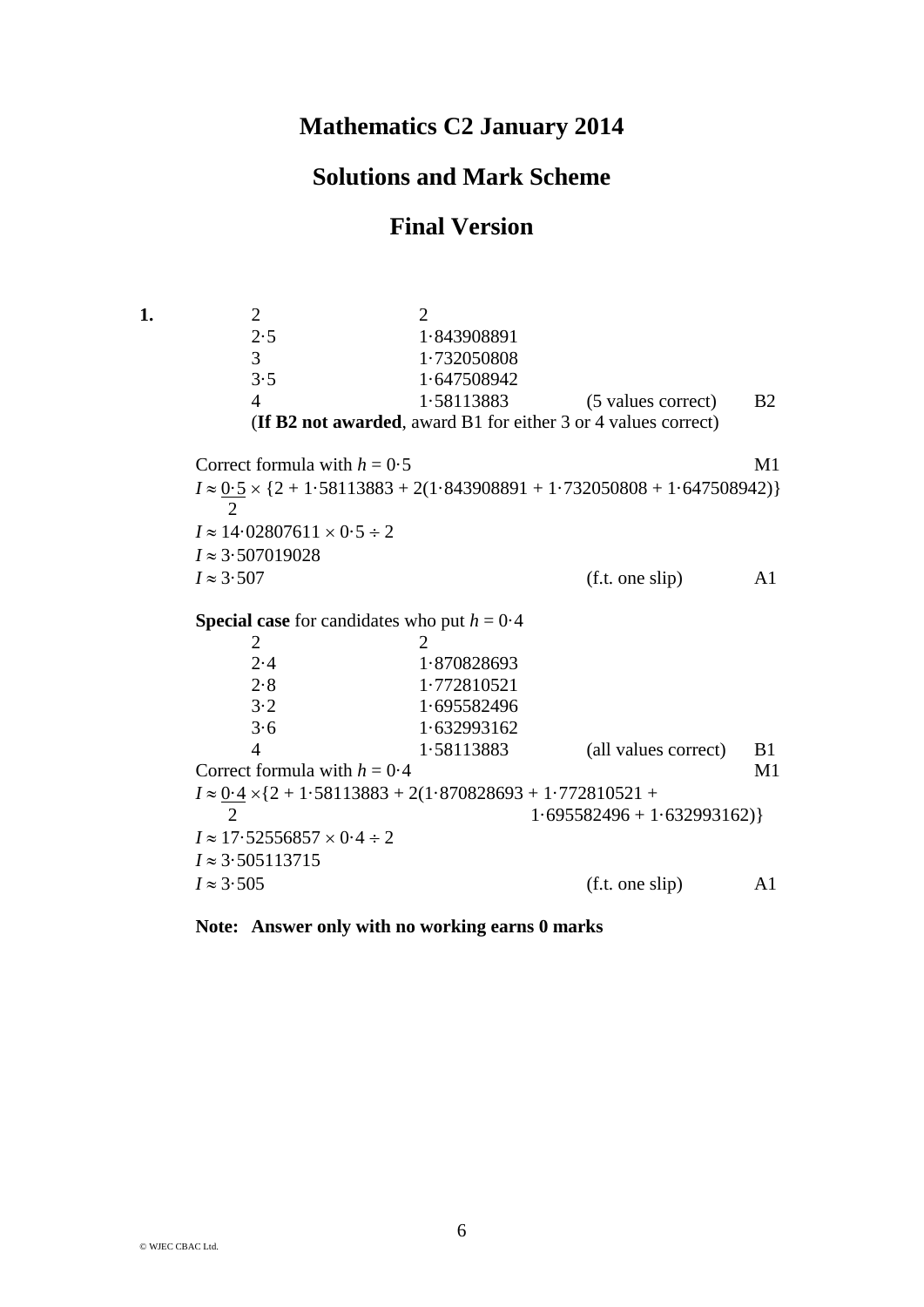# Mathematics C2 January 2014

## Solutions and Mark Scheme

## Final Version

**1.**

| | | | |
|---|---|---|---|
| 2 | 2 | | |
| 2·5 | 1·843908891 | | |
| 3 | 1·732050808 | | |
| 3·5 | 1·647508942 | | |
| 4 | 1·58113883 | (5 values correct) | B2 |

(**If B2 not awarded**, award B1 for either 3 or 4 values correct)

Correct formula with $h = 0{\cdot}5$ — M1

$I \approx \frac{0{\cdot}5}{2} \times \{2 + 1{\cdot}58113883 + 2(1{\cdot}843908891 + 1{\cdot}732050808 + 1{\cdot}647508942)\}$

$I \approx 14{\cdot}02807611 \times 0{\cdot}5 \div 2$

$I \approx 3{\cdot}507019028$

$I \approx 3{\cdot}507$ (f.t. one slip) — A1

**Special case** for candidates who put $h = 0{\cdot}4$

| | | | |
|---|---|---|---|
| 2 | 2 | | |
| 2·4 | 1·870828693 | | |
| 2·8 | 1·772810521 | | |
| 3·2 | 1·695582496 | | |
| 3·6 | 1·632993162 | | |
| 4 | 1·58113883 | (all values correct) | B1 |

Correct formula with $h = 0{\cdot}4$ — M1

$I \approx \frac{0{\cdot}4}{2} \times \{2 + 1{\cdot}58113883 + 2(1{\cdot}870828693 + 1{\cdot}772810521 + 1{\cdot}695582496 + 1{\cdot}632993162)\}$

$I \approx 17{\cdot}52556857 \times 0{\cdot}4 \div 2$

$I \approx 3{\cdot}505113715$

$I \approx 3{\cdot}505$ (f.t. one slip) — A1

**Note: Answer only with no working earns 0 marks**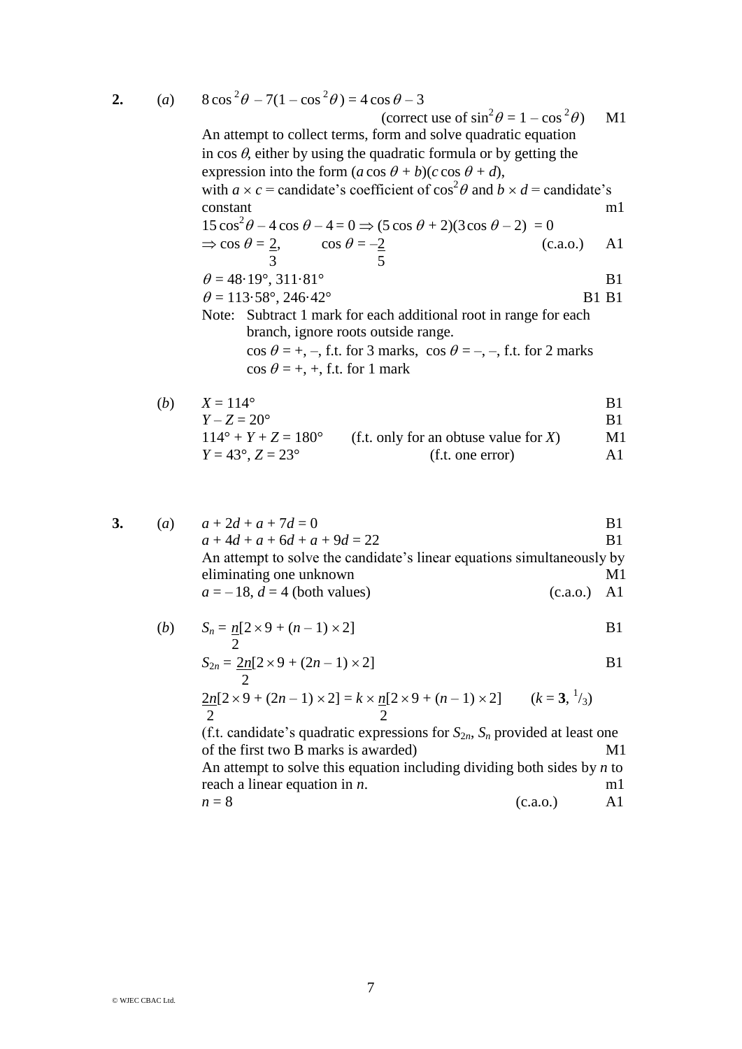**2.** (*a*) $8\cos^2\theta - 7(1 - \cos^2\theta) = 4\cos\theta - 3$

(correct use of $\sin^2\theta = 1 - \cos^2\theta$) M1

An attempt to collect terms, form and solve quadratic equation in $\cos\theta$, either by using the quadratic formula or by getting the expression into the form $(a\cos\theta + b)(c\cos\theta + d)$, with $a \times c$ = candidate's coefficient of $\cos^2\theta$ and $b \times d$ = candidate's constant m1

$15\cos^2\theta - 4\cos\theta - 4 = 0 \Rightarrow (5\cos\theta + 2)(3\cos\theta - 2) = 0$

$\Rightarrow \cos\theta = \frac{2}{3}$, $\cos\theta = -\frac{2}{5}$ (c.a.o.) A1

$\theta = 48{\cdot}19°, 311{\cdot}81°$ B1

$\theta = 113{\cdot}58°, 246{\cdot}42°$ B1 B1

Note: Subtract 1 mark for each additional root in range for each branch, ignore roots outside range.
$\cos\theta = +, -$, f.t. for 3 marks, $\cos\theta = -, -$, f.t. for 2 marks
$\cos\theta = +, +$, f.t. for 1 mark

(*b*) $X = 114°$ B1

$Y - Z = 20°$ B1

$114° + Y + Z = 180°$ (f.t. only for an obtuse value for $X$) M1

$Y = 43°, Z = 23°$ (f.t. one error) A1

**3.** (*a*) $a + 2d + a + 7d = 0$ B1

$a + 4d + a + 6d + a + 9d = 22$ B1

An attempt to solve the candidate's linear equations simultaneously by eliminating one unknown M1

$a = -18$, $d = 4$ (both values) (c.a.o.) A1

(*b*) $S_n = \frac{n}{2}[2 \times 9 + (n - 1) \times 2]$ B1

$S_{2n} = \frac{2n}{2}[2 \times 9 + (2n - 1) \times 2]$ B1

$\frac{2n}{2}[2 \times 9 + (2n - 1) \times 2] = k \times \frac{n}{2}[2 \times 9 + (n - 1) \times 2]$ ($k$ = **3**, $^1/_3$)

(f.t. candidate's quadratic expressions for $S_{2n}$, $S_n$ provided at least one of the first two B marks is awarded) M1

An attempt to solve this equation including dividing both sides by $n$ to reach a linear equation in $n$. m1

$n = 8$ (c.a.o.) A1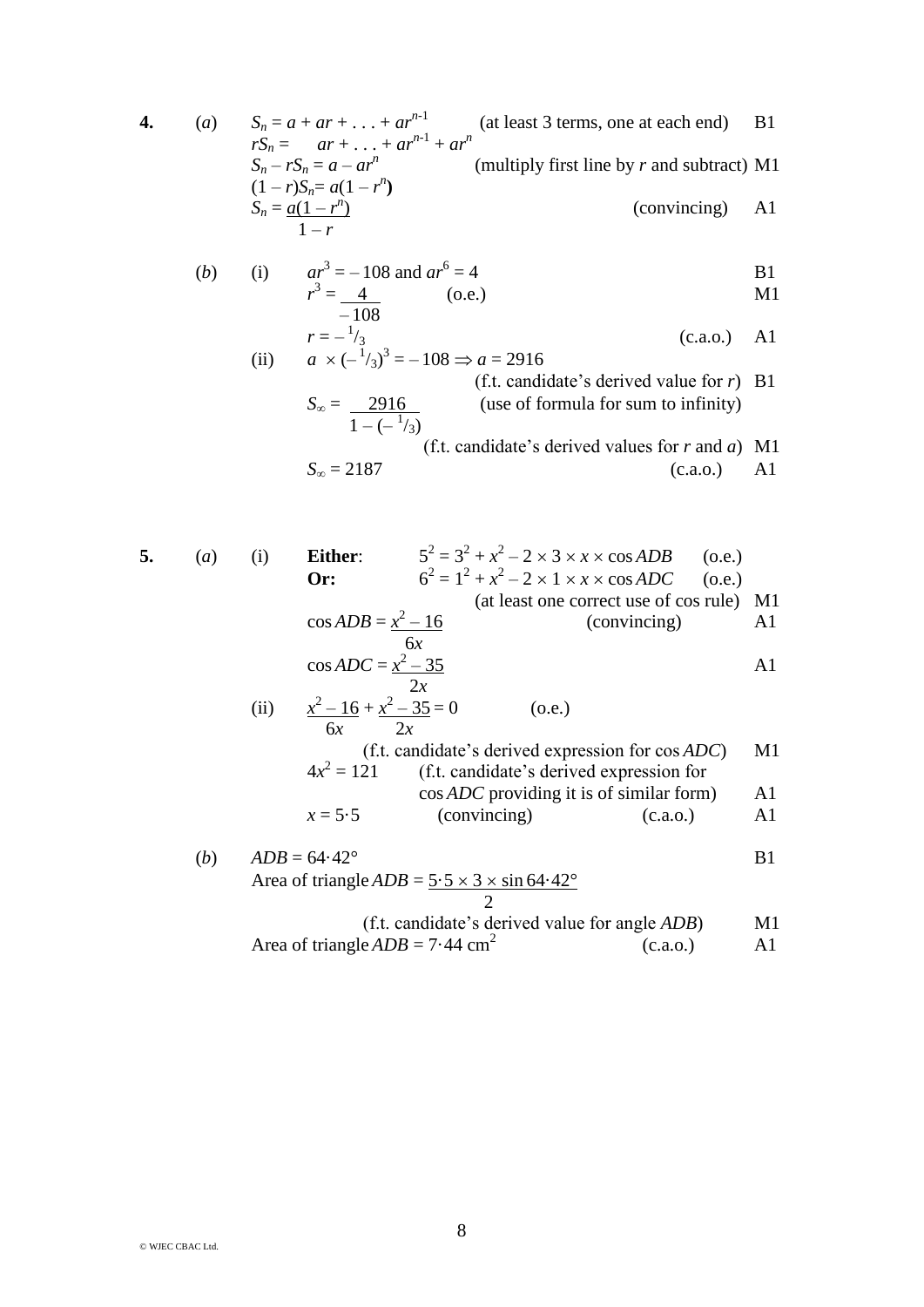**4.** (*a*) $S_n = a + ar + \ldots + ar^{n-1}$ (at least 3 terms, one at each end) B1

$rS_n = \quad ar + \ldots + ar^{n-1} + ar^n$

$S_n - rS_n = a - ar^n$ (multiply first line by *r* and subtract) M1

$(1 - r)S_n = a(1 - r^n)$

$S_n = \dfrac{a(1 - r^n)}{1 - r}$ (convincing) A1

(*b*) (i) $ar^3 = -108$ and $ar^6 = 4$ B1

$r^3 = \dfrac{4}{-108}$ (o.e.) M1

$r = -{}^1/_3$ (c.a.o.) A1

(ii) $a \times (-{}^1/_3)^3 = -108 \Rightarrow a = 2916$ (f.t. candidate's derived value for *r*) B1

$S_\infty = \dfrac{2916}{1 - (-{}^1/_3)}$ (use of formula for sum to infinity) (f.t. candidate's derived values for *r* and *a*) M1

$S_\infty = 2187$ (c.a.o.) A1

**5.** (*a*) (i) **Either**: $5^2 = 3^2 + x^2 - 2 \times 3 \times x \times \cos ADB$ (o.e.)

**Or:** $6^2 = 1^2 + x^2 - 2 \times 1 \times x \times \cos ADC$ (o.e.)

(at least one correct use of cos rule) M1

$\cos ADB = \dfrac{x^2 - 16}{6x}$ (convincing) A1

$\cos ADC = \dfrac{x^2 - 35}{2x}$ A1

(ii) $\dfrac{x^2 - 16}{6x} + \dfrac{x^2 - 35}{2x} = 0$ (o.e.)

(f.t. candidate's derived expression for $\cos ADC$) M1

$4x^2 = 121$ (f.t. candidate's derived expression for $\cos ADC$ providing it is of similar form) A1

$x = 5{\cdot}5$ (convincing) (c.a.o.) A1

(*b*) $ADB = 64{\cdot}42°$ B1

Area of triangle $ADB = \dfrac{5{\cdot}5 \times 3 \times \sin 64{\cdot}42°}{2}$

(f.t. candidate's derived value for angle *ADB*) M1

Area of triangle $ADB = 7{\cdot}44$ cm$^2$ (c.a.o.) A1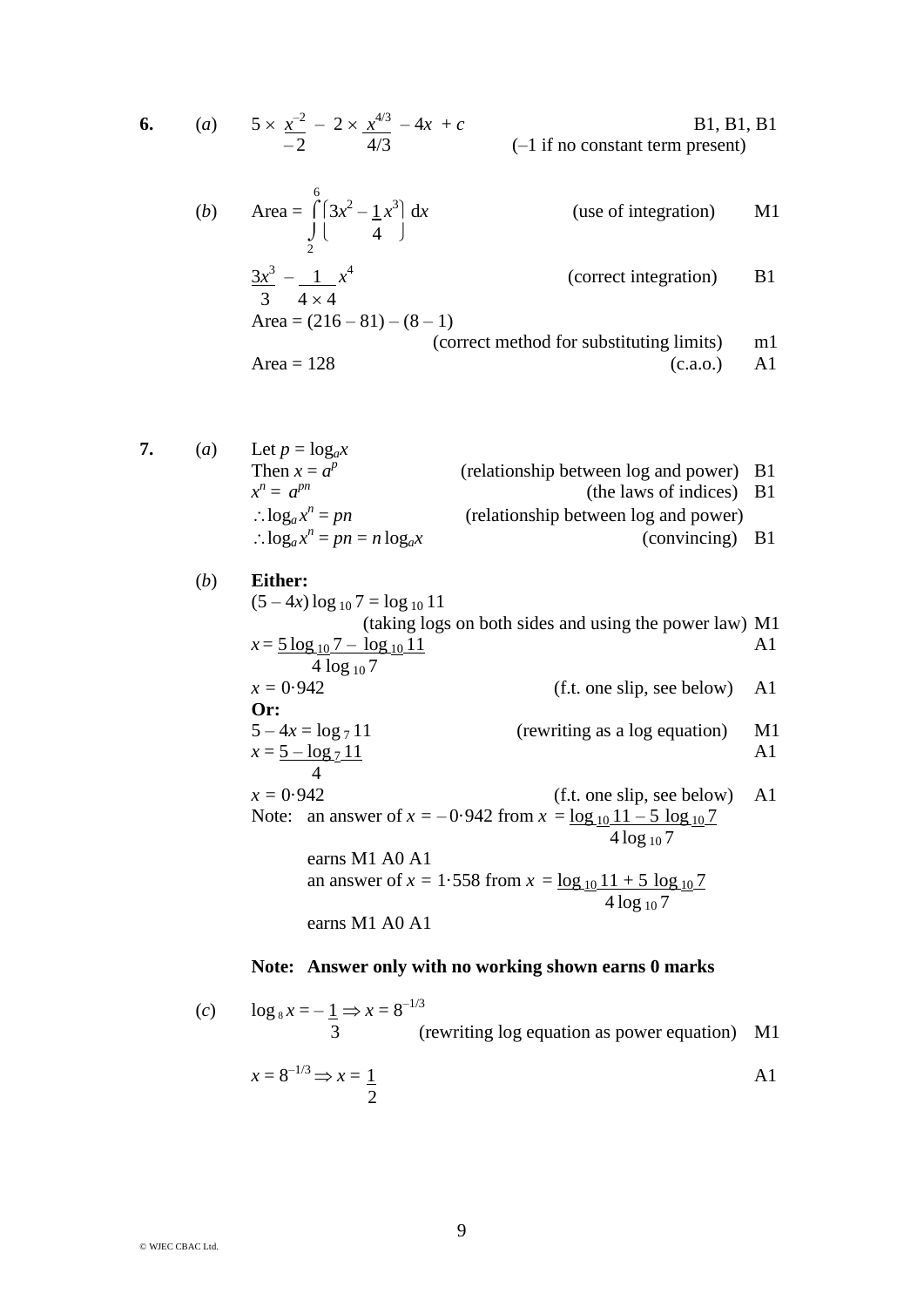**6.** (*a*) $5 \times \dfrac{x^{-2}}{-2} - 2 \times \dfrac{x^{4/3}}{4/3} - 4x + c$ B1, B1, B1

(–1 if no constant term present)

(*b*) Area $= \displaystyle\int_2^6 \left(3x^2 - \frac{1}{4}x^3\right) \mathrm{d}x$ (use of integration) M1

$\dfrac{3x^3}{3} - \dfrac{1}{4 \times 4}x^4$ (correct integration) B1

Area $= (216 - 81) - (8 - 1)$

(correct method for substituting limits) m1

Area $= 128$ (c.a.o.) A1

**7.** (*a*) Let $p = \log_a x$

Then $x = a^p$ (relationship between log and power) B1

$x^n = a^{pn}$ (the laws of indices) B1

$\therefore \log_a x^n = pn$ (relationship between log and power)

$\therefore \log_a x^n = pn = n \log_a x$ (convincing) B1

(*b*) **Either:**

$(5 - 4x) \log_{10} 7 = \log_{10} 11$

(taking logs on both sides and using the power law) M1

$x = \dfrac{5 \log_{10} 7 - \log_{10} 11}{4 \log_{10} 7}$ A1

$x = 0{\cdot}942$ (f.t. one slip, see below) A1

**Or:**

$5 - 4x = \log_7 11$ (rewriting as a log equation) M1

$x = \dfrac{5 - \log_7 11}{4}$ A1

$x = 0{\cdot}942$ (f.t. one slip, see below) A1

Note: an answer of $x = -0{\cdot}942$ from $x = \dfrac{\log_{10} 11 - 5 \log_{10} 7}{4 \log_{10} 7}$

earns M1 A0 A1

an answer of $x = 1{\cdot}558$ from $x = \dfrac{\log_{10} 11 + 5 \log_{10} 7}{4 \log_{10} 7}$

earns M1 A0 A1

**Note: Answer only with no working shown earns 0 marks**

(*c*) $\log_8 x = -\dfrac{1}{3} \Rightarrow x = 8^{-1/3}$

(rewriting log equation as power equation) M1

$x = 8^{-1/3} \Rightarrow x = \dfrac{1}{2}$ A1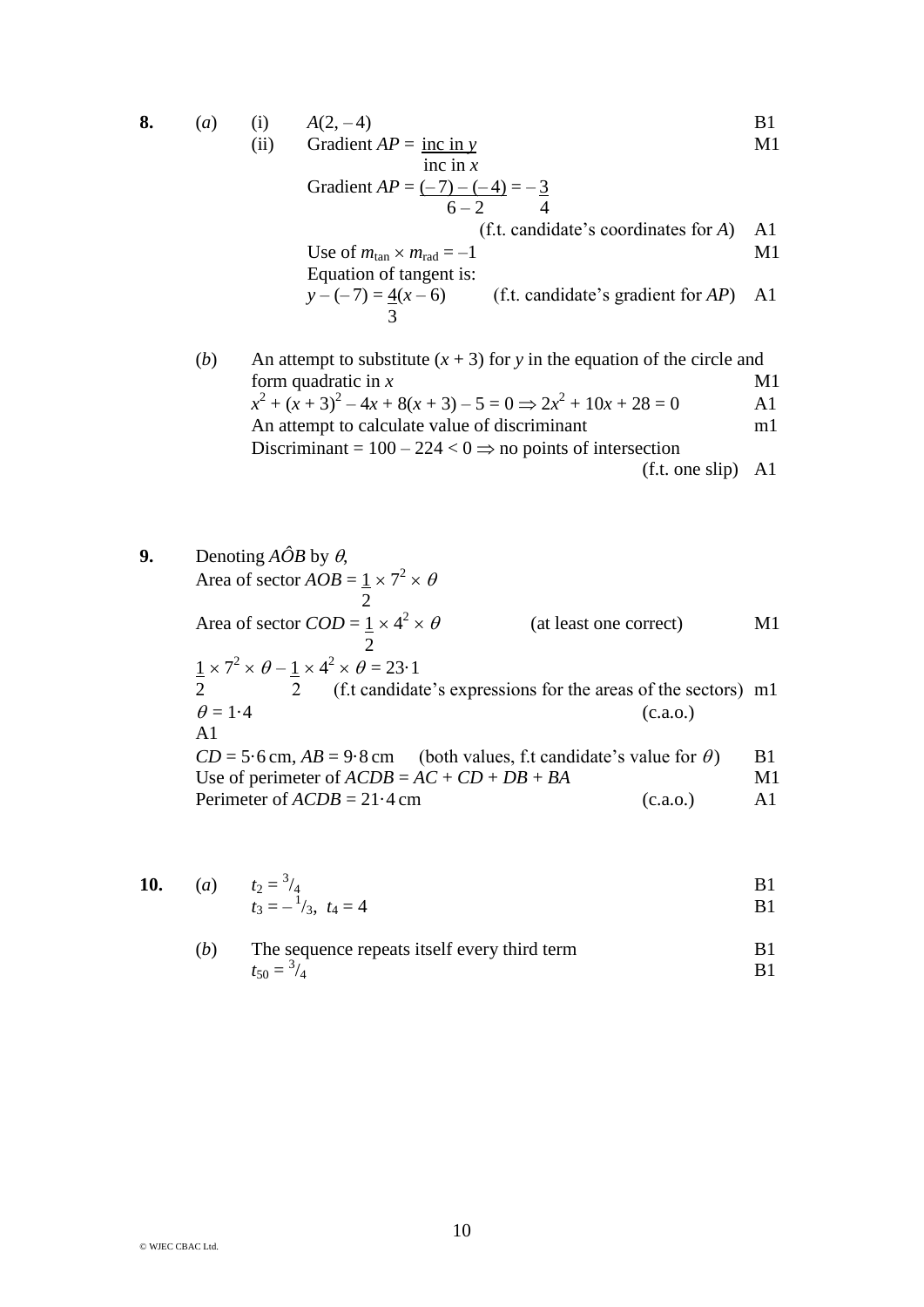**8.** (*a*) (i) $A(2, -4)$ B1

(ii) Gradient $AP = \dfrac{\text{inc in } y}{\text{inc in } x}$ M1

Gradient $AP = \dfrac{(-7) - (-4)}{6 - 2} = -\dfrac{3}{4}$

(f.t. candidate's coordinates for *A*) A1

Use of $m_{\tan} \times m_{\text{rad}} = -1$ M1

Equation of tangent is:

$y - (-7) = \dfrac{4}{3}(x - 6)$ (f.t. candidate's gradient for *AP*) A1

(*b*) An attempt to substitute $(x + 3)$ for $y$ in the equation of the circle and form quadratic in $x$ M1

$x^2 + (x + 3)^2 - 4x + 8(x + 3) - 5 = 0 \Rightarrow 2x^2 + 10x + 28 = 0$ A1

An attempt to calculate value of discriminant m1

Discriminant $= 100 - 224 < 0 \Rightarrow$ no points of intersection

(f.t. one slip) A1

**9.** Denoting $A\hat{O}B$ by $\theta$,

Area of sector $AOB = \dfrac{1}{2} \times 7^2 \times \theta$

Area of sector $COD = \dfrac{1}{2} \times 4^2 \times \theta$ (at least one correct) M1

$\dfrac{1}{2} \times 7^2 \times \theta - \dfrac{1}{2} \times 4^2 \times \theta = 23{\cdot}1$

(f.t candidate's expressions for the areas of the sectors) m1

$\theta = 1{\cdot}4$ (c.a.o.)

A1

$CD = 5{\cdot}6$ cm, $AB = 9{\cdot}8$ cm (both values, f.t candidate's value for $\theta$) B1

Use of perimeter of $ACDB = AC + CD + DB + BA$ M1

Perimeter of $ACDB = 21{\cdot}4$ cm (c.a.o.) A1

**10.** (*a*) $t_2 = {}^{3}/_{4}$ B1

$t_3 = -{}^{1}/_{3}$, $t_4 = 4$ B1

(*b*) The sequence repeats itself every third term B1

$t_{50} = {}^{3}/_{4}$ B1